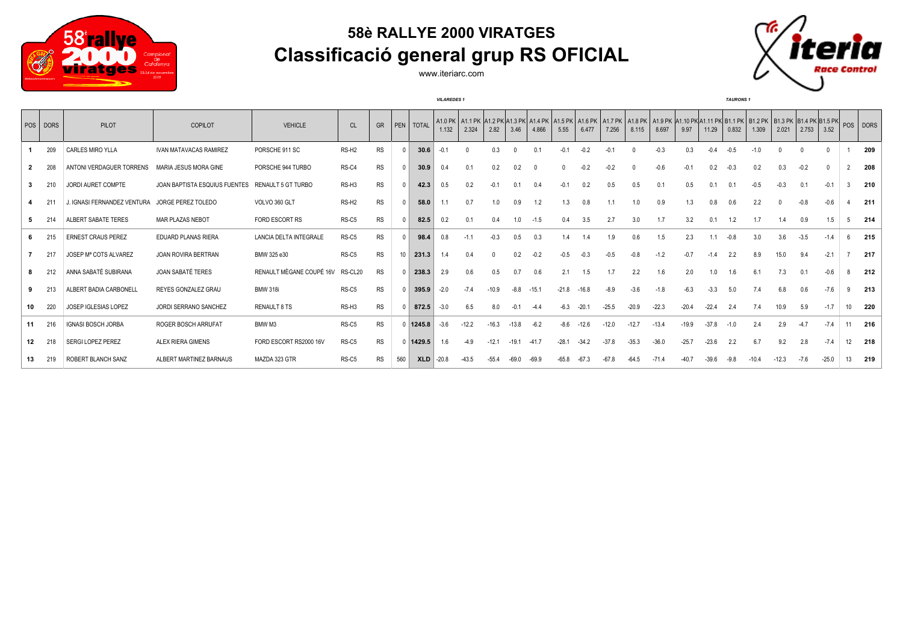# 58è RALLYE 2000 VIRATGES

## Classificació general grup RS OFICIAL

www.iteriarc.com

| | | | | | | | | | VILAREDES 1 | | | | | | | | | | | | | | TAURONS 1 | | | | | | | |
|---|---|---|---|---|---|---|---|---|---|---|---|---|---|---|---|---|---|---|---|---|---|---|---|---|---|---|---|---|---|---|
| POS | DORS | PILOT | COPILOT | VEHICLE | CL | GR | PEN | TOTAL | A1.0 PK 1.132 | A1.1 PK 2.324 | A1.2 PK 2.82 | A1.3 PK 3.46 | A1.4 PK 4.866 | A1.5 PK 5.55 | A1.6 PK 6.477 | A1.7 PK 7.256 | A1.8 PK 8.115 | A1.9 PK 8.697 | A1.10 PK 9.97 | A1.11 PK 11.29 | B1.1 PK 0.832 | B1.2 PK 1.309 | B1.3 PK 2.021 | B1.4 PK 2.753 | B1.5 PK 3.52 | POS | DORS |
| 1 | 209 | CARLES MIRO YLLA | IVAN MATAVACAS RAMIREZ | PORSCHE 911 SC | RS-H2 | RS | 0 | 30.6 | -0.1 | 0 | 0.3 | 0 | 0.1 | -0.1 | -0.2 | -0.1 | 0 | -0.3 | 0.3 | -0.4 | -0.5 | -1.0 | 0 | 0 | 0 | 1 | 209 |
| 2 | 208 | ANTONI VERDAGUER TORRENS | MARIA JESUS MORA GINE | PORSCHE 944 TURBO | RS-C4 | RS | 0 | 30.9 | 0.4 | 0.1 | 0.2 | 0.2 | 0 | 0 | -0.2 | -0.2 | 0 | -0.6 | -0.1 | 0.2 | -0.3 | 0.2 | 0.3 | -0.2 | 0 | 2 | 208 |
| 3 | 210 | JORDI AURET COMPTE | JOAN BAPTISTA ESQUIUS FUENTES | RENAULT 5 GT TURBO | RS-H3 | RS | 0 | 42.3 | 0.5 | 0.2 | -0.1 | 0.1 | 0.4 | -0.1 | 0.2 | 0.5 | 0.5 | 0.1 | 0.5 | 0.1 | 0.1 | -0.5 | -0.3 | 0.1 | -0.1 | 3 | 210 |
| 4 | 211 | J. IGNASI FERNANDEZ VENTURA | JORGE PEREZ TOLEDO | VOLVO 360 GLT | RS-H2 | RS | 0 | 58.0 | 1.1 | 0.7 | 1.0 | 0.9 | 1.2 | 1.3 | 0.8 | 1.1 | 1.0 | 0.9 | 1.3 | 0.8 | 0.6 | 2.2 | 0 | -0.8 | -0.6 | 4 | 211 |
| 5 | 214 | ALBERT SABATE TERES | MAR PLAZAS NEBOT | FORD ESCORT RS | RS-C5 | RS | 0 | 82.5 | 0.2 | 0.1 | 0.4 | 1.0 | -1.5 | 0.4 | 3.5 | 2.7 | 3.0 | 1.7 | 3.2 | 0.1 | 1.2 | 1.7 | 1.4 | 0.9 | 1.5 | 5 | 214 |
| 6 | 215 | ERNEST CRAUS PEREZ | EDUARD PLANAS RIERA | LANCIA DELTA INTEGRALE | RS-C5 | RS | 0 | 98.4 | 0.8 | -1.1 | -0.3 | 0.5 | 0.3 | 1.4 | 1.4 | 1.9 | 0.6 | 1.5 | 2.3 | 1.1 | -0.8 | 3.0 | 3.6 | -3.5 | -1.4 | 6 | 215 |
| 7 | 217 | JOSEP Mª COTS ALVAREZ | JOAN ROVIRA BERTRAN | BMW 325 e30 | RS-C5 | RS | 10 | 231.3 | 1.4 | 0.4 | 0 | 0.2 | -0.2 | -0.5 | -0.3 | -0.5 | -0.8 | -1.2 | -0.7 | -1.4 | 2.2 | 8.9 | 15.0 | 9.4 | -2.1 | 7 | 217 |
| 8 | 212 | ANNA SABATÉ SUBIRANA | JOAN SABATÉ TERES | RENAULT MÉGANE COUPÉ 16V | RS-CL20 | RS | 0 | 238.3 | 2.9 | 0.6 | 0.5 | 0.7 | 0.6 | 2.1 | 1.5 | 1.7 | 2.2 | 1.6 | 2.0 | 1.0 | 1.6 | 6.1 | 7.3 | 0.1 | -0.6 | 8 | 212 |
| 9 | 213 | ALBERT BADIA CARBONELL | REYES GONZALEZ GRAU | BMW 318i | RS-C5 | RS | 0 | 395.9 | -2.0 | -7.4 | -10.9 | -8.8 | -15.1 | -21.8 | -16.8 | -8.9 | -3.6 | -1.8 | -6.3 | -3.3 | 5.0 | 7.4 | 6.8 | 0.6 | -7.6 | 9 | 213 |
| 10 | 220 | JOSEP IGLESIAS LOPEZ | JORDI SERRANO SANCHEZ | RENAULT 8 TS | RS-H3 | RS | 0 | 872.5 | -3.0 | 6.5 | 8.0 | -0.1 | -4.4 | -6.3 | -20.1 | -25.5 | -20.9 | -22.3 | -20.4 | -22.4 | 2.4 | 7.4 | 10.9 | 5.9 | -1.7 | 10 | 220 |
| 11 | 216 | IGNASI BOSCH JORBA | ROGER BOSCH ARRUFAT | BMW M3 | RS-C5 | RS | 0 | 1245.8 | -3.6 | -12.2 | -16.3 | -13.8 | -6.2 | -8.6 | -12.6 | -12.0 | -12.7 | -13.4 | -19.9 | -37.8 | -1.0 | 2.4 | 2.9 | -4.7 | -7.4 | 11 | 216 |
| 12 | 218 | SERGI LOPEZ PEREZ | ALEX RIERA GIMENS | FORD ESCORT RS2000 16V | RS-C5 | RS | 0 | 1429.5 | 1.6 | -4.9 | -12.1 | -19.1 | -41.7 | -28.1 | -34.2 | -37.8 | -35.3 | -36.0 | -25.7 | -23.6 | 2.2 | 6.7 | 9.2 | 2.8 | -7.4 | 12 | 218 |
| 13 | 219 | ROBERT BLANCH SANZ | ALBERT MARTINEZ BARNAUS | MAZDA 323 GTR | RS-C5 | RS | 560 | XLD | -20.8 | -43.5 | -55.4 | -69.0 | -69.9 | -65.8 | -67.3 | -67.8 | -64.5 | -71.4 | -40.7 | -39.6 | -9.8 | -10.4 | -12.3 | -7.6 | -25.0 | 13 | 219 |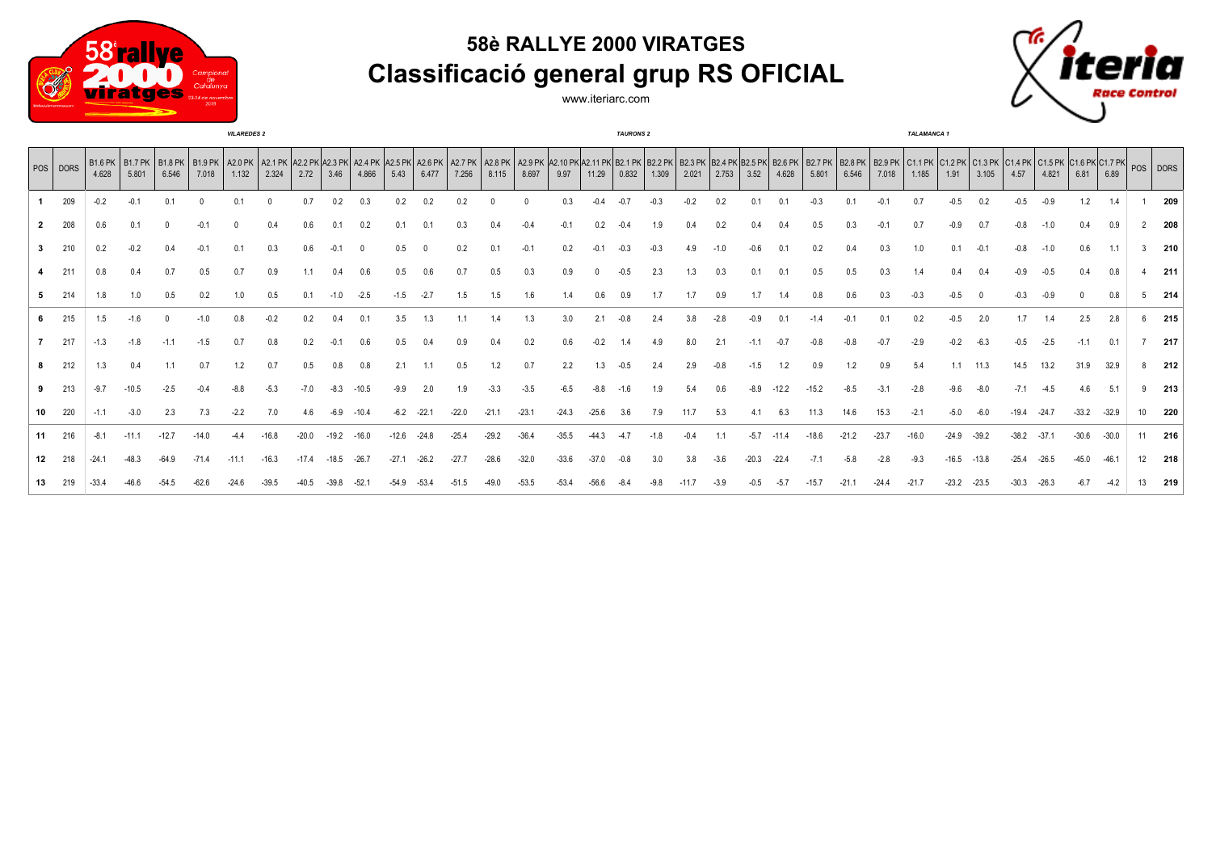# 58è RALLYE 2000 VIRATGES

## Classificació general grup RS OFICIAL

www.iteriarc.com

| POS | DORS | B1.6 PK 4.628 | B1.7 PK 5.801 | B1.8 PK 6.546 | B1.9 PK 7.018 | A2.0 PK 1.132 | A2.1 PK 2.324 | A2.2 PK 2.72 | A2.3 PK 3.46 | A2.4 PK 4.866 | A2.5 PK 5.43 | A2.6 PK 6.477 | A2.7 PK 7.256 | A2.8 PK 8.115 | A2.9 PK 8.697 | A2.10 PK 9.97 | A2.11 PK 11.29 | B2.1 PK 0.832 | B2.2 PK 1.309 | B2.3 PK 2.021 | B2.4 PK 2.753 | B2.5 PK 3.52 | B2.6 PK 4.628 | B2.7 PK 5.801 | B2.8 PK 6.546 | B2.9 PK 7.018 | C1.1 PK 1.185 | C1.2 PK 1.91 | C1.3 PK 3.105 | C1.4 PK 4.57 | C1.5 PK 4.821 | C1.6 PK 6.81 | C1.7 PK 6.89 | POS | DORS |
|---|---|---|---|---|---|---|---|---|---|---|---|---|---|---|---|---|---|---|---|---|---|---|---|---|---|---|---|---|---|---|---|---|---|---|---|
| | | | | | | VILAREDES 2 | | | | | | | | | | | | TAURONS 2 | | | | | | | | | TALAMANCA 1 | | | | | | | | |
| **1** | 209 | -0.2 | -0.1 | 0.1 | 0 | 0.1 | 0 | 0.7 | 0.2 | 0.3 | 0.2 | 0.2 | 0.2 | 0 | 0 | 0.3 | -0.4 | -0.7 | -0.3 | -0.2 | 0.2 | 0.1 | 0.1 | -0.3 | 0.1 | -0.1 | 0.7 | -0.5 | 0.2 | -0.5 | -0.9 | 1.2 | 1.4 | 1 | **209** |
| **2** | 208 | 0.6 | 0.1 | 0 | -0.1 | 0 | 0.4 | 0.6 | 0.1 | 0.2 | 0.1 | 0.1 | 0.3 | 0.4 | -0.4 | -0.1 | 0.2 | -0.4 | 1.9 | 0.4 | 0.2 | 0.4 | 0.4 | 0.5 | 0.3 | -0.1 | 0.7 | -0.9 | 0.7 | -0.8 | -1.0 | 0.4 | 0.9 | 2 | **208** |
| **3** | 210 | 0.2 | -0.2 | 0.4 | -0.1 | 0.1 | 0.3 | 0.6 | -0.1 | 0 | 0.5 | 0 | 0.2 | 0.1 | -0.1 | 0.2 | -0.1 | -0.3 | -0.3 | 4.9 | -1.0 | -0.6 | 0.1 | 0.2 | 0.4 | 0.3 | 1.0 | 0.1 | -0.1 | -0.8 | -1.0 | 0.6 | 1.1 | 3 | **210** |
| **4** | 211 | 0.8 | 0.4 | 0.7 | 0.5 | 0.7 | 0.9 | 1.1 | 0.4 | 0.6 | 0.5 | 0.6 | 0.7 | 0.5 | 0.3 | 0.9 | 0 | -0.5 | 2.3 | 1.3 | 0.3 | 0.1 | 0.1 | 0.5 | 0.5 | 0.3 | 1.4 | 0.4 | 0.4 | -0.9 | -0.5 | 0.4 | 0.8 | 4 | **211** |
| **5** | 214 | 1.8 | 1.0 | 0.5 | 0.2 | 1.0 | 0.5 | 0.1 | -1.0 | -2.5 | -1.5 | -2.7 | 1.5 | 1.5 | 1.6 | 1.4 | 0.6 | 0.9 | 1.7 | 1.7 | 0.9 | 1.7 | 1.4 | 0.8 | 0.6 | 0.3 | -0.3 | -0.5 | 0 | -0.3 | -0.9 | 0 | 0.8 | 5 | **214** |
| **6** | 215 | 1.5 | -1.6 | 0 | -1.0 | 0.8 | -0.2 | 0.2 | 0.4 | 0.1 | 3.5 | 1.3 | 1.1 | 1.4 | 1.3 | 3.0 | 2.1 | -0.8 | 2.4 | 3.8 | -2.8 | -0.9 | 0.1 | -1.4 | -0.1 | 0.1 | 0.2 | -0.5 | 2.0 | 1.7 | 1.4 | 2.5 | 2.8 | 6 | **215** |
| **7** | 217 | -1.3 | -1.8 | -1.1 | -1.5 | 0.7 | 0.8 | 0.2 | -0.1 | 0.6 | 0.5 | 0.4 | 0.9 | 0.4 | 0.2 | 0.6 | -0.2 | 1.4 | 4.9 | 8.0 | 2.1 | -1.1 | -0.7 | -0.8 | -0.8 | -0.7 | -2.9 | -0.2 | -6.3 | -0.5 | -2.5 | -1.1 | 0.1 | 7 | **217** |
| **8** | 212 | 1.3 | 0.4 | 1.1 | 0.7 | 1.2 | 0.7 | 0.5 | 0.8 | 0.8 | 2.1 | 1.1 | 0.5 | 1.2 | 0.7 | 2.2 | 1.3 | -0.5 | 2.4 | 2.9 | -0.8 | -1.5 | 1.2 | 0.9 | 1.2 | 0.9 | 5.4 | 1.1 | 11.3 | 14.5 | 13.2 | 31.9 | 32.9 | 8 | **212** |
| **9** | 213 | -9.7 | -10.5 | -2.5 | -0.4 | -8.8 | -5.3 | -7.0 | -8.3 | -10.5 | -9.9 | 2.0 | 1.9 | -3.3 | -3.5 | -6.5 | -8.8 | -1.6 | 1.9 | 5.4 | 0.6 | -8.9 | -12.2 | -15.2 | -8.5 | -3.1 | -2.8 | -9.6 | -8.0 | -7.1 | -4.5 | 4.6 | 5.1 | 9 | **213** |
| **10** | 220 | -1.1 | -3.0 | 2.3 | 7.3 | -2.2 | 7.0 | 4.6 | -6.9 | -10.4 | -6.2 | -22.1 | -22.0 | -21.1 | -23.1 | -24.3 | -25.6 | 3.6 | 7.9 | 11.7 | 5.3 | 4.1 | 6.3 | 11.3 | 14.6 | 15.3 | -2.1 | -5.0 | -6.0 | -19.4 | -24.7 | -33.2 | -32.9 | 10 | **220** |
| **11** | 216 | -8.1 | -11.1 | -12.7 | -14.0 | -4.4 | -16.8 | -20.0 | -19.2 | -16.0 | -12.6 | -24.8 | -25.4 | -29.2 | -36.4 | -35.5 | -44.3 | -4.7 | -1.8 | -0.4 | 1.1 | -5.7 | -11.4 | -18.6 | -21.2 | -23.7 | -16.0 | -24.9 | -39.2 | -38.2 | -37.1 | -30.6 | -30.0 | 11 | **216** |
| **12** | 218 | -24.1 | -48.3 | -64.9 | -71.4 | -11.1 | -16.3 | -17.4 | -18.5 | -26.7 | -27.1 | -26.2 | -27.7 | -28.6 | -32.0 | -33.6 | -37.0 | -0.8 | 3.0 | 3.8 | -3.6 | -20.3 | -22.4 | -7.1 | -5.8 | -2.8 | -9.3 | -16.5 | -13.8 | -25.4 | -26.5 | -45.0 | -46.1 | 12 | **218** |
| **13** | 219 | -33.4 | -46.6 | -54.5 | -62.6 | -24.6 | -39.5 | -40.5 | -39.8 | -52.1 | -54.9 | -53.4 | -51.5 | -49.0 | -53.5 | -53.4 | -56.6 | -8.4 | -9.8 | -11.7 | -3.9 | -0.5 | -5.7 | -15.7 | -21.1 | -24.4 | -21.7 | -23.2 | -23.5 | -30.3 | -26.3 | -6.7 | -4.2 | 13 | **219** |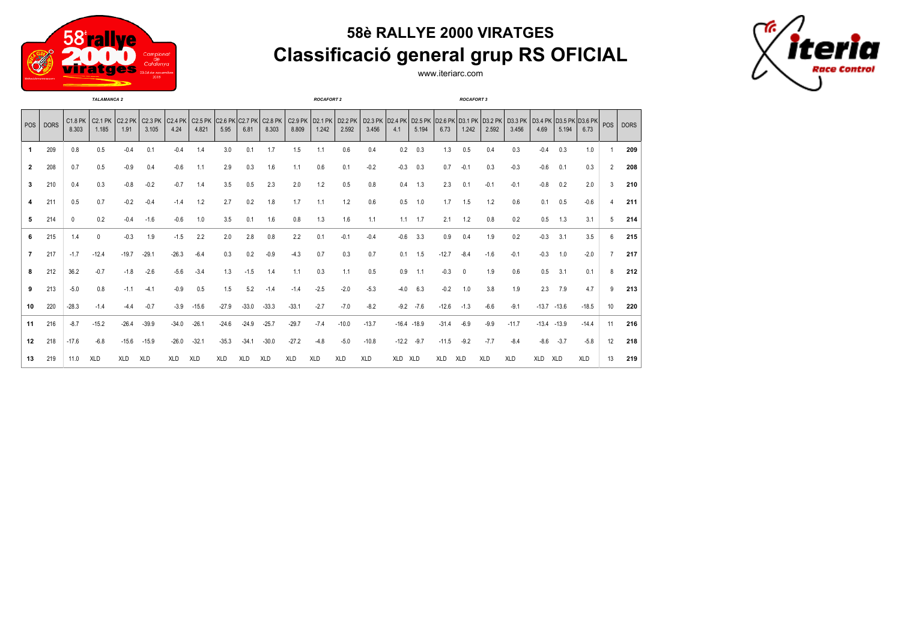# 58è RALLYE 2000 VIRATGES

## Classificació general grup RS OFICIAL

www.iteriarc.com

*TALAMANCA 2* — *ROCAFORT 2* — *ROCAFORT 3*

| POS | DORS | C1.8 PK 8.303 | C2.1 PK 1.185 | C2.2 PK 1.91 | C2.3 PK 3.105 | C2.4 PK 4.24 | C2.5 PK 4.821 | C2.6 PK 5.95 | C2.7 PK 6.81 | C2.8 PK 8.303 | C2.9 PK 8.809 | D2.1 PK 1.242 | D2.2 PK 2.592 | D2.3 PK 3.456 | D2.4 PK 4.1 | D2.5 PK 5.194 | D2.6 PK 6.73 | D3.1 PK 1.242 | D3.2 PK 2.592 | D3.3 PK 3.456 | D3.4 PK 4.69 | D3.5 PK 5.194 | D3.6 PK 6.73 | POS | DORS |
|---|---|---|---|---|---|---|---|---|---|---|---|---|---|---|---|---|---|---|---|---|---|---|---|---|---|
| **1** | 209 | 0.8 | 0.5 | -0.4 | 0.1 | -0.4 | 1.4 | 3.0 | 0.1 | 1.7 | 1.5 | 1.1 | 0.6 | 0.4 | 0.2 | 0.3 | 1.3 | 0.5 | 0.4 | 0.3 | -0.4 | 0.3 | 1.0 | 1 | **209** |
| **2** | 208 | 0.7 | 0.5 | -0.9 | 0.4 | -0.6 | 1.1 | 2.9 | 0.3 | 1.6 | 1.1 | 0.6 | 0.1 | -0.2 | -0.3 | 0.3 | 0.7 | -0.1 | 0.3 | -0.3 | -0.6 | 0.1 | 0.3 | 2 | **208** |
| **3** | 210 | 0.4 | 0.3 | -0.8 | -0.2 | -0.7 | 1.4 | 3.5 | 0.5 | 2.3 | 2.0 | 1.2 | 0.5 | 0.8 | 0.4 | 1.3 | 2.3 | 0.1 | -0.1 | -0.1 | -0.8 | 0.2 | 2.0 | 3 | **210** |
| **4** | 211 | 0.5 | 0.7 | -0.2 | -0.4 | -1.4 | 1.2 | 2.7 | 0.2 | 1.8 | 1.7 | 1.1 | 1.2 | 0.6 | 0.5 | 1.0 | 1.7 | 1.5 | 1.2 | 0.6 | 0.1 | 0.5 | -0.6 | 4 | **211** |
| **5** | 214 | 0 | 0.2 | -0.4 | -1.6 | -0.6 | 1.0 | 3.5 | 0.1 | 1.6 | 0.8 | 1.3 | 1.6 | 1.1 | 1.1 | 1.7 | 2.1 | 1.2 | 0.8 | 0.2 | 0.5 | 1.3 | 3.1 | 5 | **214** |
| **6** | 215 | 1.4 | 0 | -0.3 | 1.9 | -1.5 | 2.2 | 2.0 | 2.8 | 0.8 | 2.2 | 0.1 | -0.1 | -0.4 | -0.6 | 3.3 | 0.9 | 0.4 | 1.9 | 0.2 | -0.3 | 3.1 | 3.5 | 6 | **215** |
| **7** | 217 | -1.7 | -12.4 | -19.7 | -29.1 | -26.3 | -6.4 | 0.3 | 0.2 | -0.9 | -4.3 | 0.7 | 0.3 | 0.7 | 0.1 | 1.5 | -12.7 | -8.4 | -1.6 | -0.1 | -0.3 | 1.0 | -2.0 | 7 | **217** |
| **8** | 212 | 36.2 | -0.7 | -1.8 | -2.6 | -5.6 | -3.4 | 1.3 | -1.5 | 1.4 | 1.1 | 0.3 | 1.1 | 0.5 | 0.9 | 1.1 | -0.3 | 0 | 1.9 | 0.6 | 0.5 | 3.1 | 0.1 | 8 | **212** |
| **9** | 213 | -5.0 | 0.8 | -1.1 | -4.1 | -0.9 | 0.5 | 1.5 | 5.2 | -1.4 | -1.4 | -2.5 | -2.0 | -5.3 | -4.0 | 6.3 | -0.2 | 1.0 | 3.8 | 1.9 | 2.3 | 7.9 | 4.7 | 9 | **213** |
| **10** | 220 | -28.3 | -1.4 | -4.4 | -0.7 | -3.9 | -15.6 | -27.9 | -33.0 | -33.3 | -33.1 | -2.7 | -7.0 | -8.2 | -9.2 | -7.6 | -12.6 | -1.3 | -6.6 | -9.1 | -13.7 | -13.6 | -18.5 | 10 | **220** |
| **11** | 216 | -8.7 | -15.2 | -26.4 | -39.9 | -34.0 | -26.1 | -24.6 | -24.9 | -25.7 | -29.7 | -7.4 | -10.0 | -13.7 | -16.4 | -18.9 | -31.4 | -6.9 | -9.9 | -11.7 | -13.4 | -13.9 | -14.4 | 11 | **216** |
| **12** | 218 | -17.6 | -6.8 | -15.6 | -15.9 | -26.0 | -32.1 | -35.3 | -34.1 | -30.0 | -27.2 | -4.8 | -5.0 | -10.8 | -12.2 | -9.7 | -11.5 | -9.2 | -7.7 | -8.4 | -8.6 | -3.7 | -5.8 | 12 | **218** |
| **13** | 219 | 11.0 | XLD | XLD | XLD | XLD | XLD | XLD | XLD | XLD | XLD | XLD | XLD | XLD | XLD | XLD | XLD | XLD | XLD | XLD | XLD | XLD | XLD | 13 | **219** |